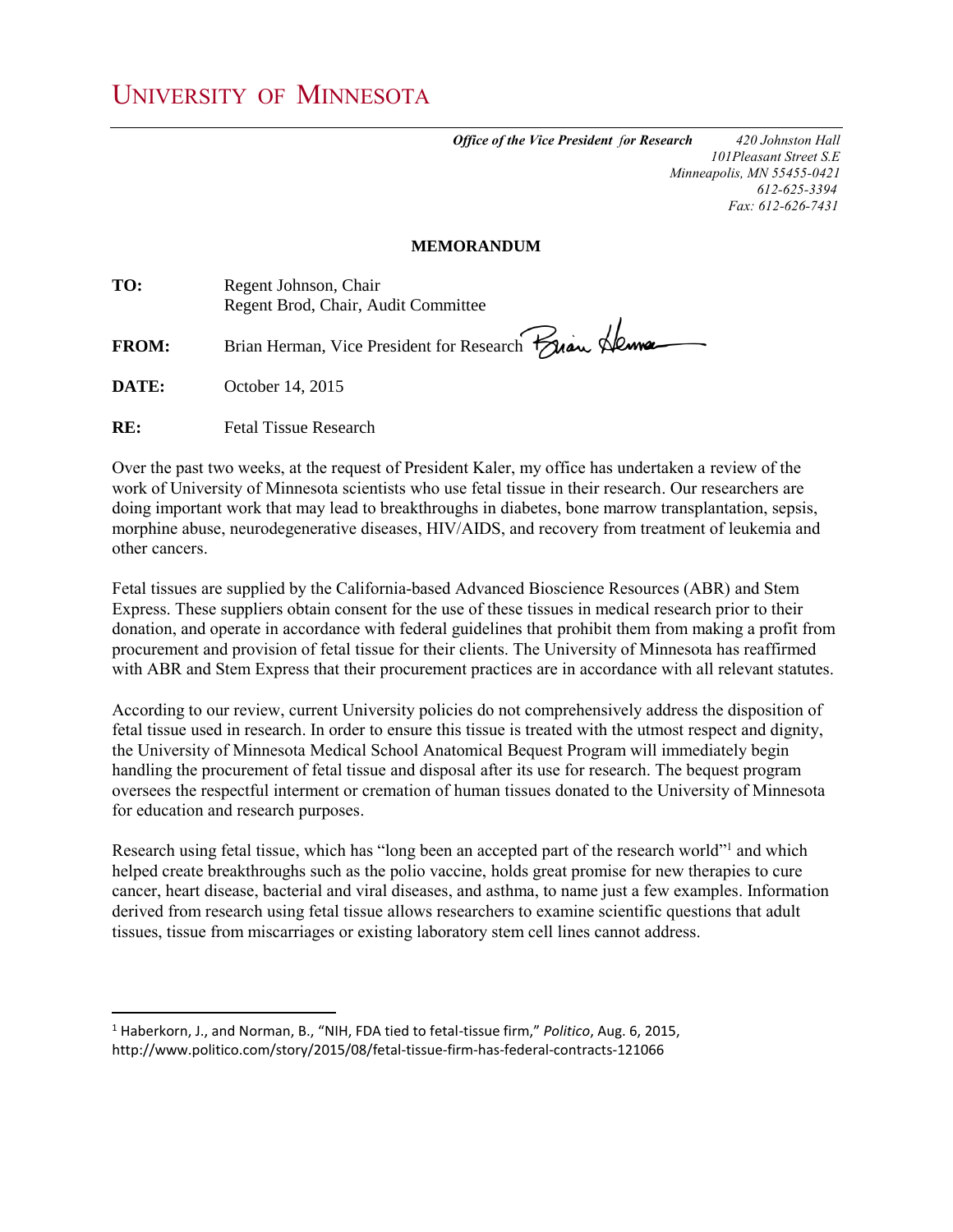# UNIVERSITY OF MINNESOTA

***Office of the Vice President for Research*** *420 Johnston Hall*
*101Pleasant Street S.E*
*Minneapolis, MN 55455-0421*
*612-625-3394*
*Fax: 612-626-7431*

**MEMORANDUM**

**TO:** Regent Johnson, Chair
Regent Brod, Chair, Audit Committee

**FROM:** Brian Herman, Vice President for Research

**DATE:** October 14, 2015

**RE:** Fetal Tissue Research

Over the past two weeks, at the request of President Kaler, my office has undertaken a review of the work of University of Minnesota scientists who use fetal tissue in their research. Our researchers are doing important work that may lead to breakthroughs in diabetes, bone marrow transplantation, sepsis, morphine abuse, neurodegenerative diseases, HIV/AIDS, and recovery from treatment of leukemia and other cancers.

Fetal tissues are supplied by the California-based Advanced Bioscience Resources (ABR) and Stem Express. These suppliers obtain consent for the use of these tissues in medical research prior to their donation, and operate in accordance with federal guidelines that prohibit them from making a profit from procurement and provision of fetal tissue for their clients. The University of Minnesota has reaffirmed with ABR and Stem Express that their procurement practices are in accordance with all relevant statutes.

According to our review, current University policies do not comprehensively address the disposition of fetal tissue used in research. In order to ensure this tissue is treated with the utmost respect and dignity, the University of Minnesota Medical School Anatomical Bequest Program will immediately begin handling the procurement of fetal tissue and disposal after its use for research. The bequest program oversees the respectful interment or cremation of human tissues donated to the University of Minnesota for education and research purposes.

Research using fetal tissue, which has "long been an accepted part of the research world"[1] and which helped create breakthroughs such as the polio vaccine, holds great promise for new therapies to cure cancer, heart disease, bacterial and viral diseases, and asthma, to name just a few examples. Information derived from research using fetal tissue allows researchers to examine scientific questions that adult tissues, tissue from miscarriages or existing laboratory stem cell lines cannot address.

---

[1] Haberkorn, J., and Norman, B., "NIH, FDA tied to fetal-tissue firm," *Politico*, Aug. 6, 2015, http://www.politico.com/story/2015/08/fetal-tissue-firm-has-federal-contracts-121066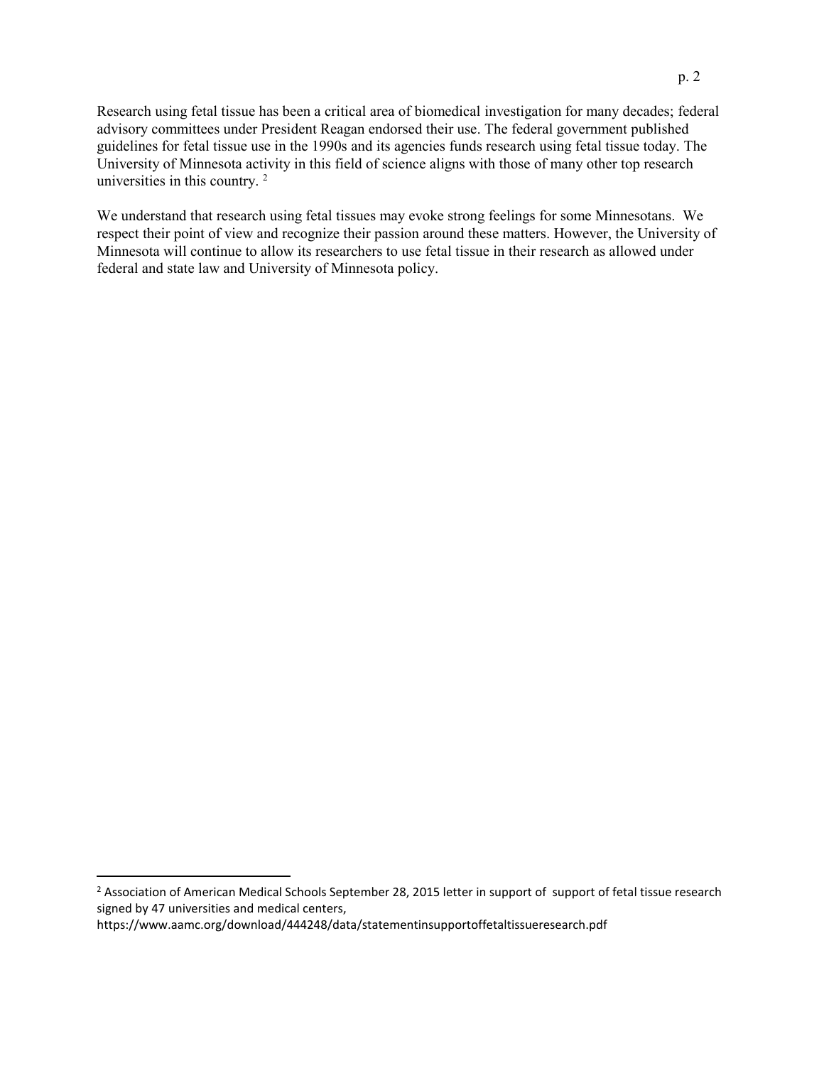Research using fetal tissue has been a critical area of biomedical investigation for many decades; federal advisory committees under President Reagan endorsed their use. The federal government published guidelines for fetal tissue use in the 1990s and its agencies funds research using fetal tissue today. The University of Minnesota activity in this field of science aligns with those of many other top research universities in this country. [2]

We understand that research using fetal tissues may evoke strong feelings for some Minnesotans. We respect their point of view and recognize their passion around these matters. However, the University of Minnesota will continue to allow its researchers to use fetal tissue in their research as allowed under federal and state law and University of Minnesota policy.

---

[2] Association of American Medical Schools September 28, 2015 letter in support of support of fetal tissue research signed by 47 universities and medical centers, https://www.aamc.org/download/444248/data/statementinsupportoffetaltissueresearch.pdf